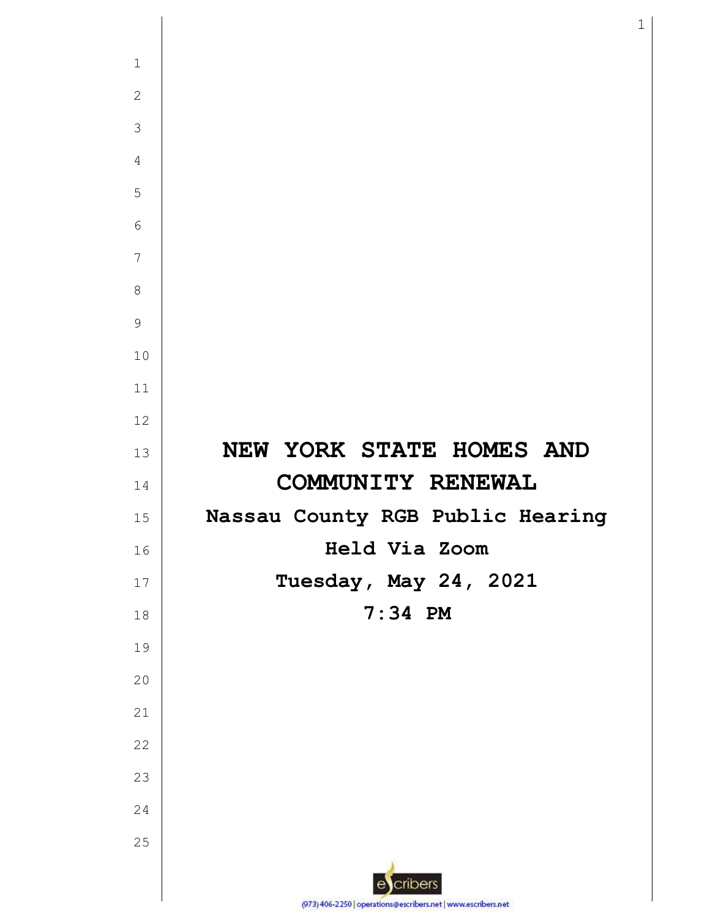# NEW YORK STATE HOMES AND COMMUNITY RENEWAL

**Nassau County RGB Public Hearing**

**Held Via Zoom**

**Tuesday, May 24, 2021**

**7:34 PM**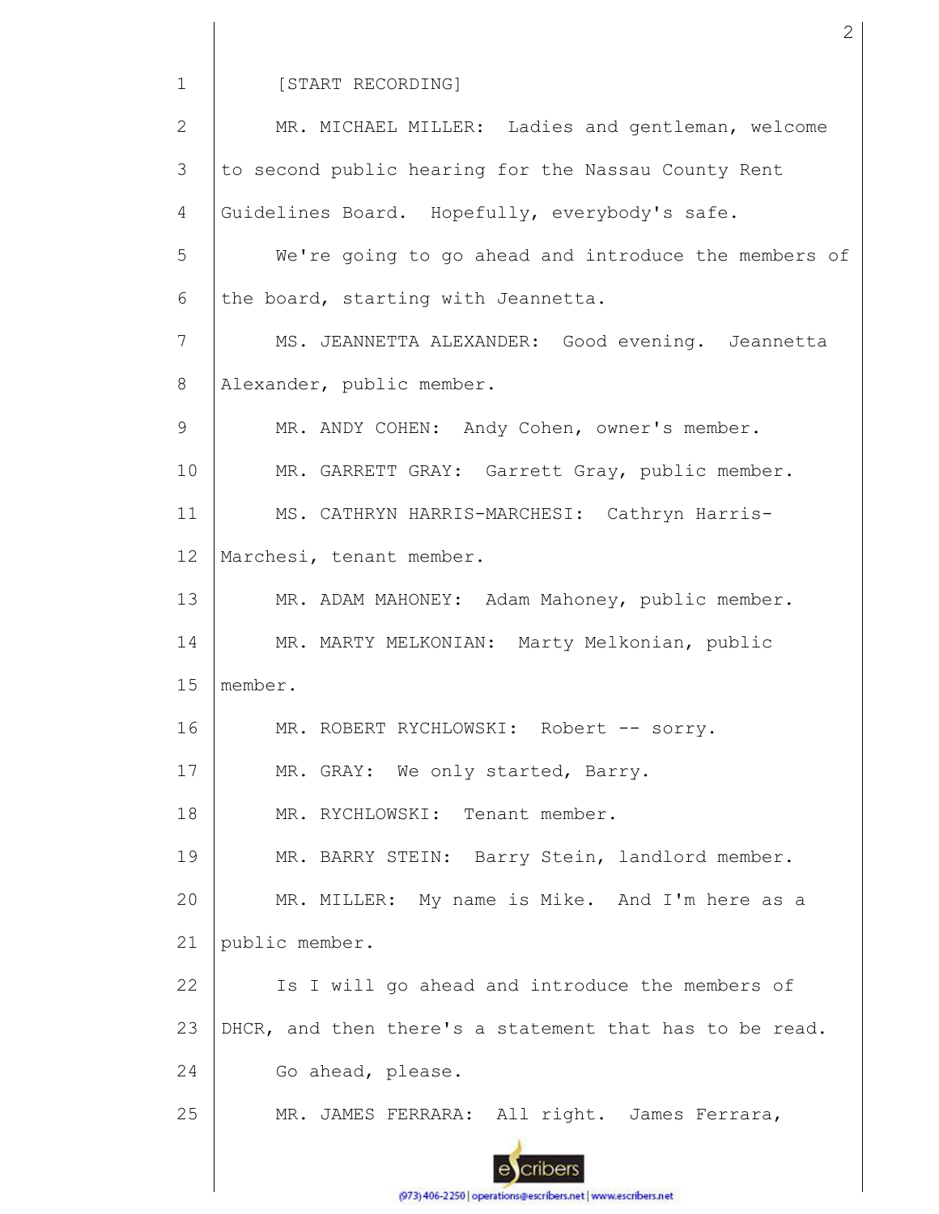[START RECORDING]

MR. MICHAEL MILLER: Ladies and gentleman, welcome to second public hearing for the Nassau County Rent Guidelines Board. Hopefully, everybody's safe.

We're going to go ahead and introduce the members of the board, starting with Jeannetta.

MS. JEANNETTA ALEXANDER: Good evening. Jeannetta Alexander, public member.

MR. ANDY COHEN: Andy Cohen, owner's member.

MR. GARRETT GRAY: Garrett Gray, public member.

MS. CATHRYN HARRIS-MARCHESI: Cathryn Harris-Marchesi, tenant member.

MR. ADAM MAHONEY: Adam Mahoney, public member.

MR. MARTY MELKONIAN: Marty Melkonian, public member.

MR. ROBERT RYCHLOWSKI: Robert -- sorry.

MR. GRAY: We only started, Barry.

MR. RYCHLOWSKI: Tenant member.

MR. BARRY STEIN: Barry Stein, landlord member.

MR. MILLER: My name is Mike. And I'm here as a public member.

Is I will go ahead and introduce the members of DHCR, and then there's a statement that has to be read.

Go ahead, please.

MR. JAMES FERRARA: All right. James Ferrara,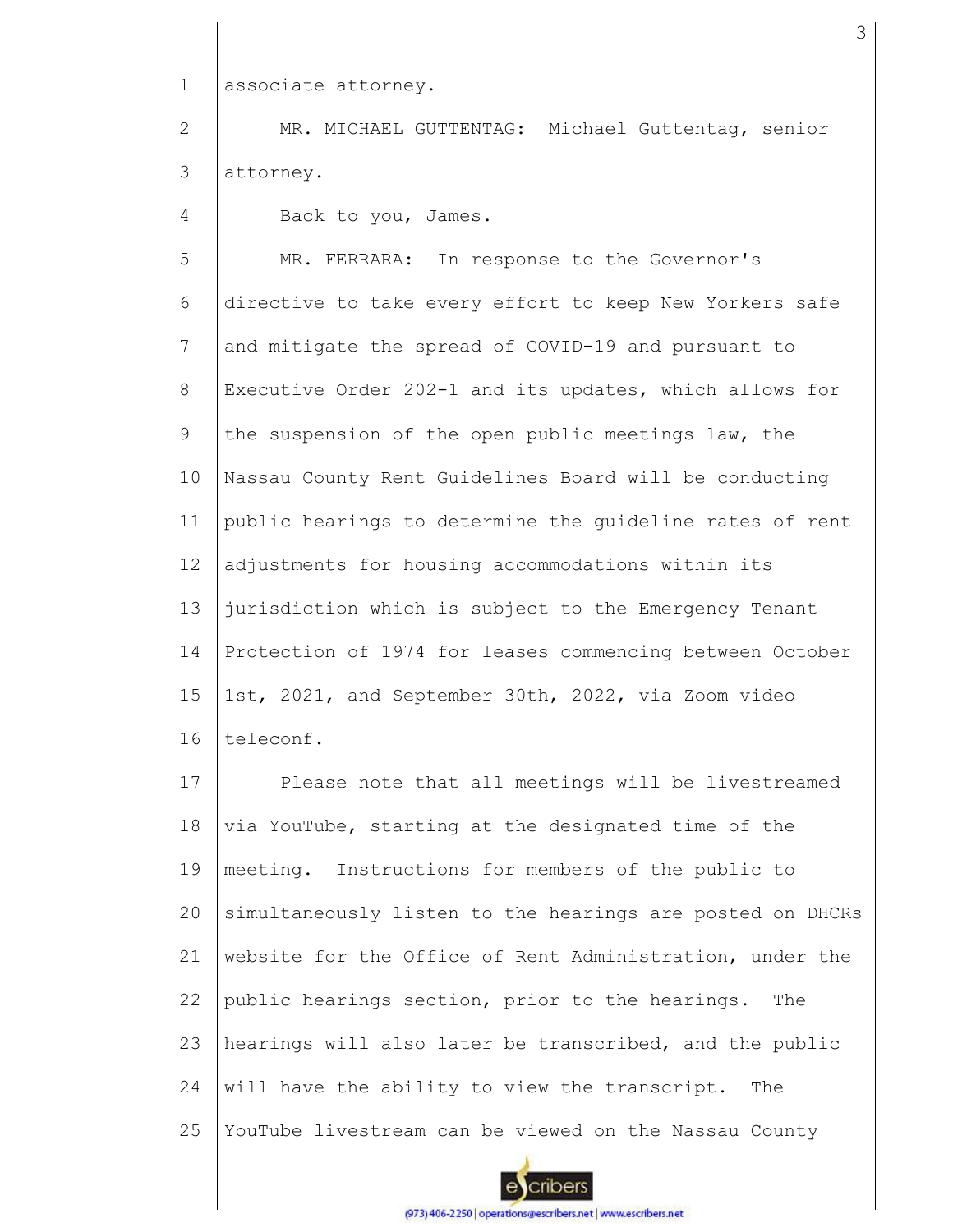associate attorney.

MR. MICHAEL GUTTENTAG: Michael Guttentag, senior attorney.

Back to you, James.

MR. FERRARA: In response to the Governor's directive to take every effort to keep New Yorkers safe and mitigate the spread of COVID-19 and pursuant to Executive Order 202-1 and its updates, which allows for the suspension of the open public meetings law, the Nassau County Rent Guidelines Board will be conducting public hearings to determine the guideline rates of rent adjustments for housing accommodations within its jurisdiction which is subject to the Emergency Tenant Protection of 1974 for leases commencing between October 1st, 2021, and September 30th, 2022, via Zoom video teleconf.

Please note that all meetings will be livestreamed via YouTube, starting at the designated time of the meeting. Instructions for members of the public to simultaneously listen to the hearings are posted on DHCRs website for the Office of Rent Administration, under the public hearings section, prior to the hearings. The hearings will also later be transcribed, and the public will have the ability to view the transcript. The YouTube livestream can be viewed on the Nassau County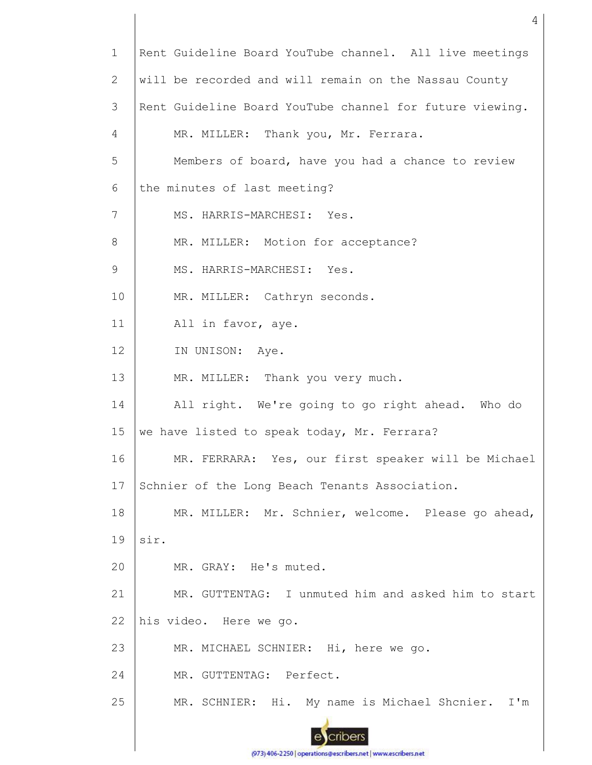Rent Guideline Board YouTube channel. All live meetings will be recorded and will remain on the Nassau County Rent Guideline Board YouTube channel for future viewing.

MR. MILLER: Thank you, Mr. Ferrara.

Members of board, have you had a chance to review the minutes of last meeting?

MS. HARRIS-MARCHESI: Yes.

MR. MILLER: Motion for acceptance?

MS. HARRIS-MARCHESI: Yes.

MR. MILLER: Cathryn seconds.

All in favor, aye.

IN UNISON: Aye.

MR. MILLER: Thank you very much.

All right. We're going to go right ahead. Who do we have listed to speak today, Mr. Ferrara?

MR. FERRARA: Yes, our first speaker will be Michael Schnier of the Long Beach Tenants Association.

MR. MILLER: Mr. Schnier, welcome. Please go ahead, sir.

MR. GRAY: He's muted.

MR. GUTTENTAG: I unmuted him and asked him to start his video. Here we go.

MR. MICHAEL SCHNIER: Hi, here we go.

MR. GUTTENTAG: Perfect.

MR. SCHNIER: Hi. My name is Michael Shcnier. I'm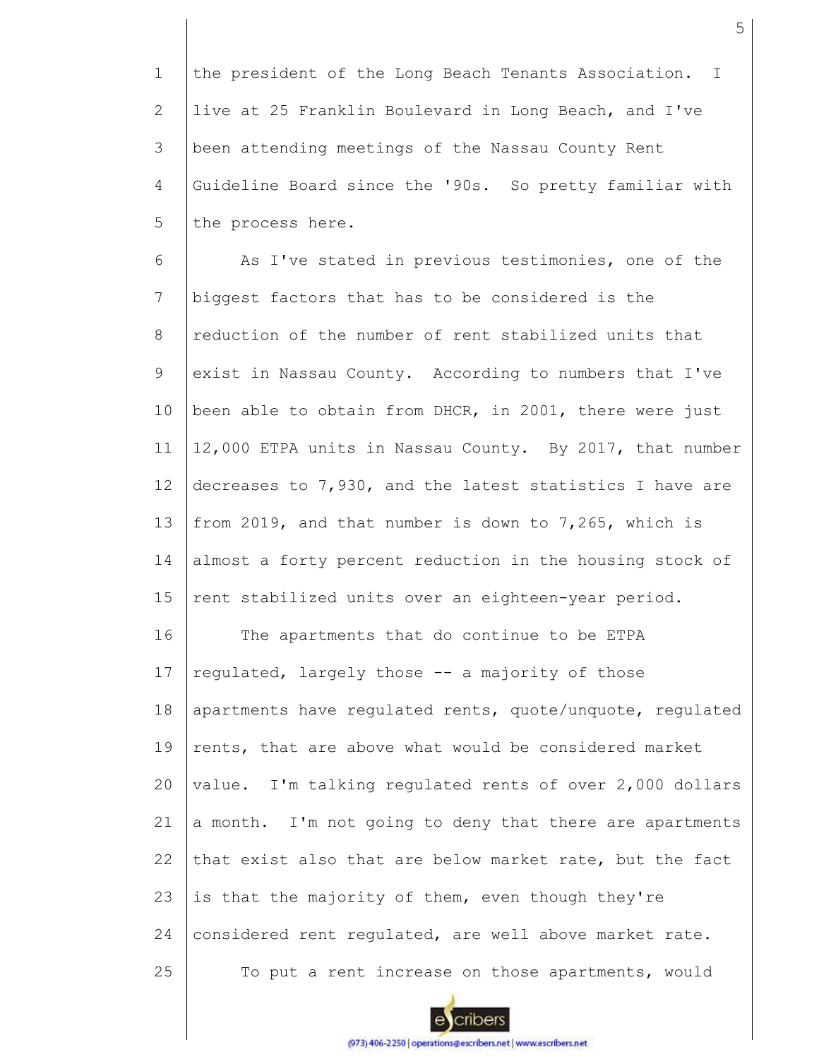the president of the Long Beach Tenants Association. I live at 25 Franklin Boulevard in Long Beach, and I've been attending meetings of the Nassau County Rent Guideline Board since the '90s. So pretty familiar with the process here.

As I've stated in previous testimonies, one of the biggest factors that has to be considered is the reduction of the number of rent stabilized units that exist in Nassau County. According to numbers that I've been able to obtain from DHCR, in 2001, there were just 12,000 ETPA units in Nassau County. By 2017, that number decreases to 7,930, and the latest statistics I have are from 2019, and that number is down to 7,265, which is almost a forty percent reduction in the housing stock of rent stabilized units over an eighteen-year period.

The apartments that do continue to be ETPA regulated, largely those -- a majority of those apartments have regulated rents, quote/unquote, regulated rents, that are above what would be considered market value. I'm talking regulated rents of over 2,000 dollars a month. I'm not going to deny that there are apartments that exist also that are below market rate, but the fact is that the majority of them, even though they're considered rent regulated, are well above market rate.

To put a rent increase on those apartments, would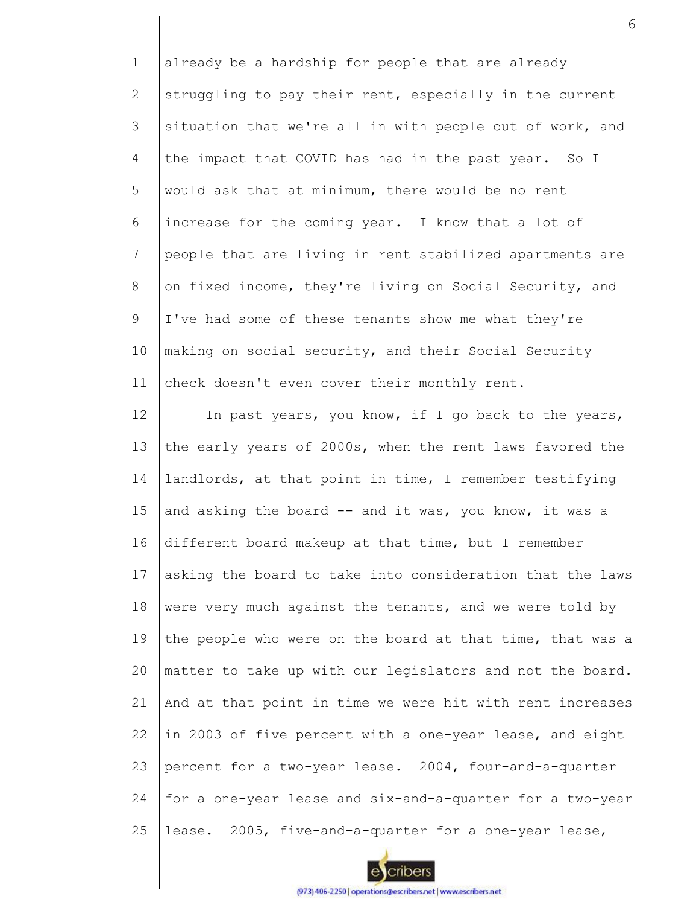already be a hardship for people that are already struggling to pay their rent, especially in the current situation that we're all in with people out of work, and the impact that COVID has had in the past year. So I would ask that at minimum, there would be no rent increase for the coming year. I know that a lot of people that are living in rent stabilized apartments are on fixed income, they're living on Social Security, and I've had some of these tenants show me what they're making on social security, and their Social Security check doesn't even cover their monthly rent.

In past years, you know, if I go back to the years, the early years of 2000s, when the rent laws favored the landlords, at that point in time, I remember testifying and asking the board -- and it was, you know, it was a different board makeup at that time, but I remember asking the board to take into consideration that the laws were very much against the tenants, and we were told by the people who were on the board at that time, that was a matter to take up with our legislators and not the board. And at that point in time we were hit with rent increases in 2003 of five percent with a one-year lease, and eight percent for a two-year lease. 2004, four-and-a-quarter for a one-year lease and six-and-a-quarter for a two-year lease. 2005, five-and-a-quarter for a one-year lease,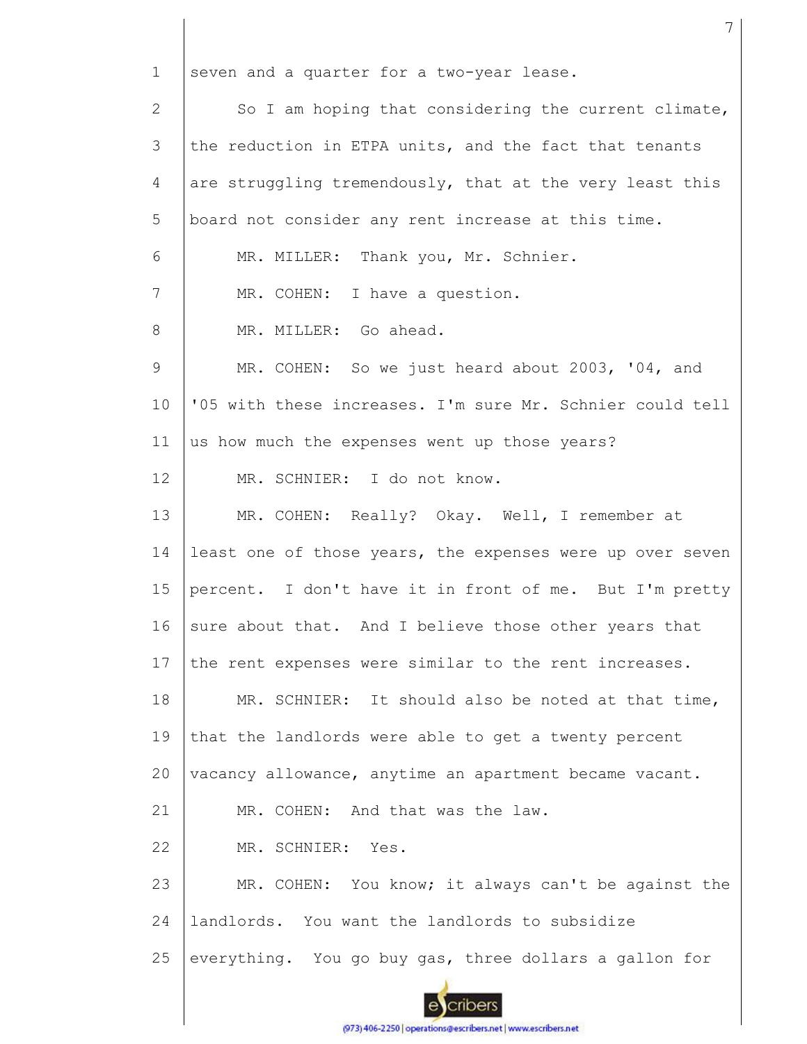seven and a quarter for a two-year lease.

So I am hoping that considering the current climate, the reduction in ETPA units, and the fact that tenants are struggling tremendously, that at the very least this board not consider any rent increase at this time.

MR. MILLER: Thank you, Mr. Schnier.

MR. COHEN: I have a question.

MR. MILLER: Go ahead.

MR. COHEN: So we just heard about 2003, '04, and '05 with these increases. I'm sure Mr. Schnier could tell us how much the expenses went up those years?

MR. SCHNIER: I do not know.

MR. COHEN: Really? Okay. Well, I remember at least one of those years, the expenses were up over seven percent. I don't have it in front of me. But I'm pretty sure about that. And I believe those other years that the rent expenses were similar to the rent increases.

MR. SCHNIER: It should also be noted at that time, that the landlords were able to get a twenty percent vacancy allowance, anytime an apartment became vacant.

MR. COHEN: And that was the law.

MR. SCHNIER: Yes.

MR. COHEN: You know; it always can't be against the landlords. You want the landlords to subsidize everything. You go buy gas, three dollars a gallon for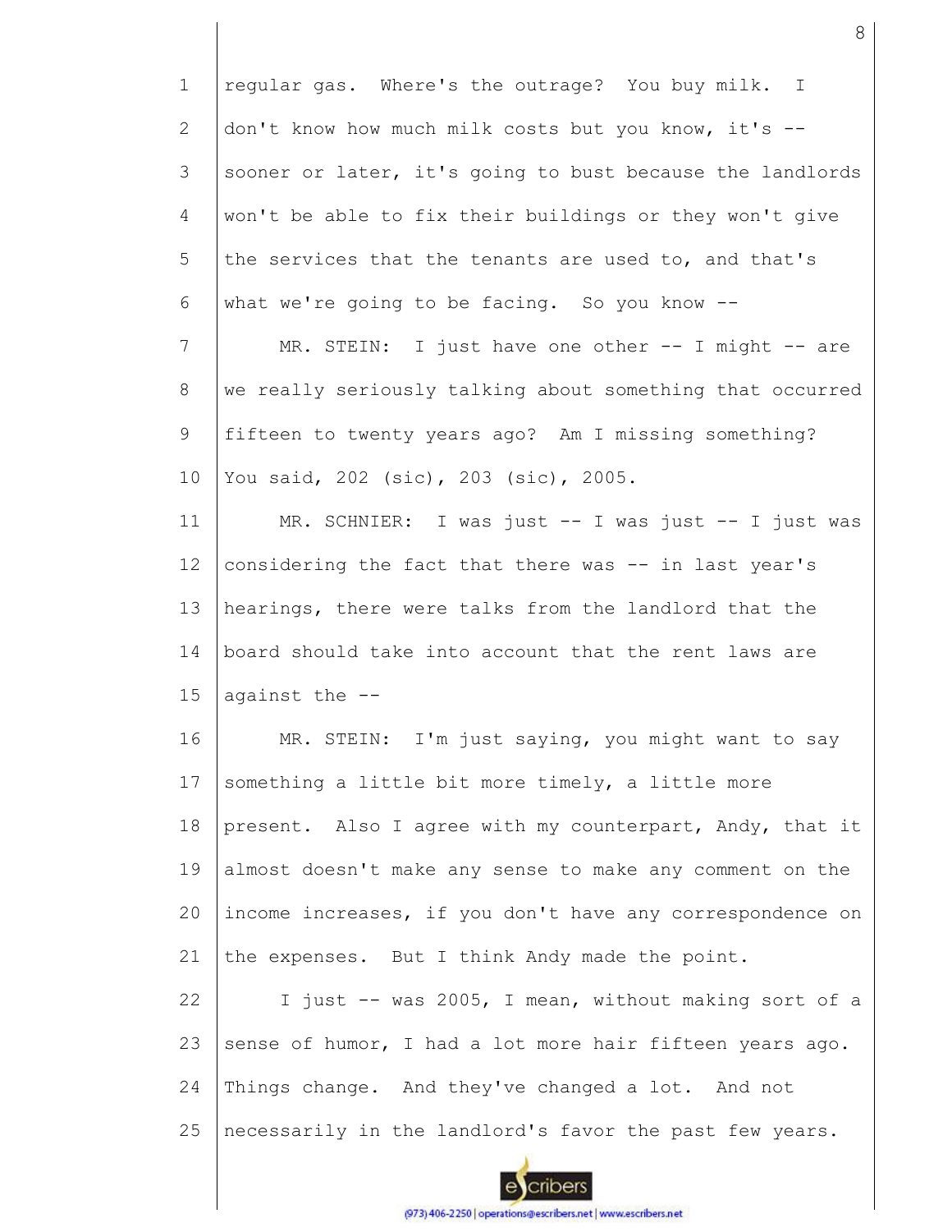regular gas. Where's the outrage? You buy milk. I don't know how much milk costs but you know, it's -- sooner or later, it's going to bust because the landlords won't be able to fix their buildings or they won't give the services that the tenants are used to, and that's what we're going to be facing. So you know --

MR. STEIN: I just have one other -- I might -- are we really seriously talking about something that occurred fifteen to twenty years ago? Am I missing something? You said, 202 (sic), 203 (sic), 2005.

MR. SCHNIER: I was just -- I was just -- I just was considering the fact that there was -- in last year's hearings, there were talks from the landlord that the board should take into account that the rent laws are against the --

MR. STEIN: I'm just saying, you might want to say something a little bit more timely, a little more present. Also I agree with my counterpart, Andy, that it almost doesn't make any sense to make any comment on the income increases, if you don't have any correspondence on the expenses. But I think Andy made the point.

I just -- was 2005, I mean, without making sort of a sense of humor, I had a lot more hair fifteen years ago. Things change. And they've changed a lot. And not necessarily in the landlord's favor the past few years.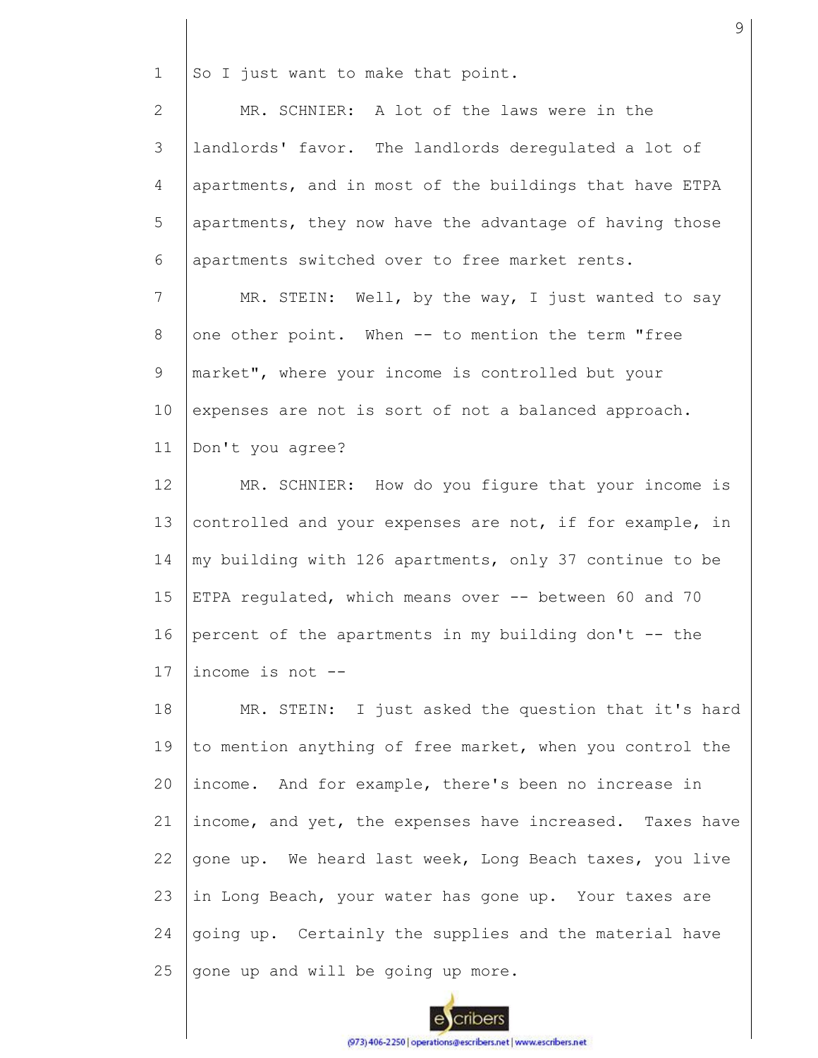So I just want to make that point.

MR. SCHNIER: A lot of the laws were in the landlords' favor. The landlords deregulated a lot of apartments, and in most of the buildings that have ETPA apartments, they now have the advantage of having those apartments switched over to free market rents.

MR. STEIN: Well, by the way, I just wanted to say one other point. When -- to mention the term "free market", where your income is controlled but your expenses are not is sort of not a balanced approach. Don't you agree?

MR. SCHNIER: How do you figure that your income is controlled and your expenses are not, if for example, in my building with 126 apartments, only 37 continue to be ETPA regulated, which means over -- between 60 and 70 percent of the apartments in my building don't -- the income is not --

MR. STEIN: I just asked the question that it's hard to mention anything of free market, when you control the income. And for example, there's been no increase in income, and yet, the expenses have increased. Taxes have gone up. We heard last week, Long Beach taxes, you live in Long Beach, your water has gone up. Your taxes are going up. Certainly the supplies and the material have gone up and will be going up more.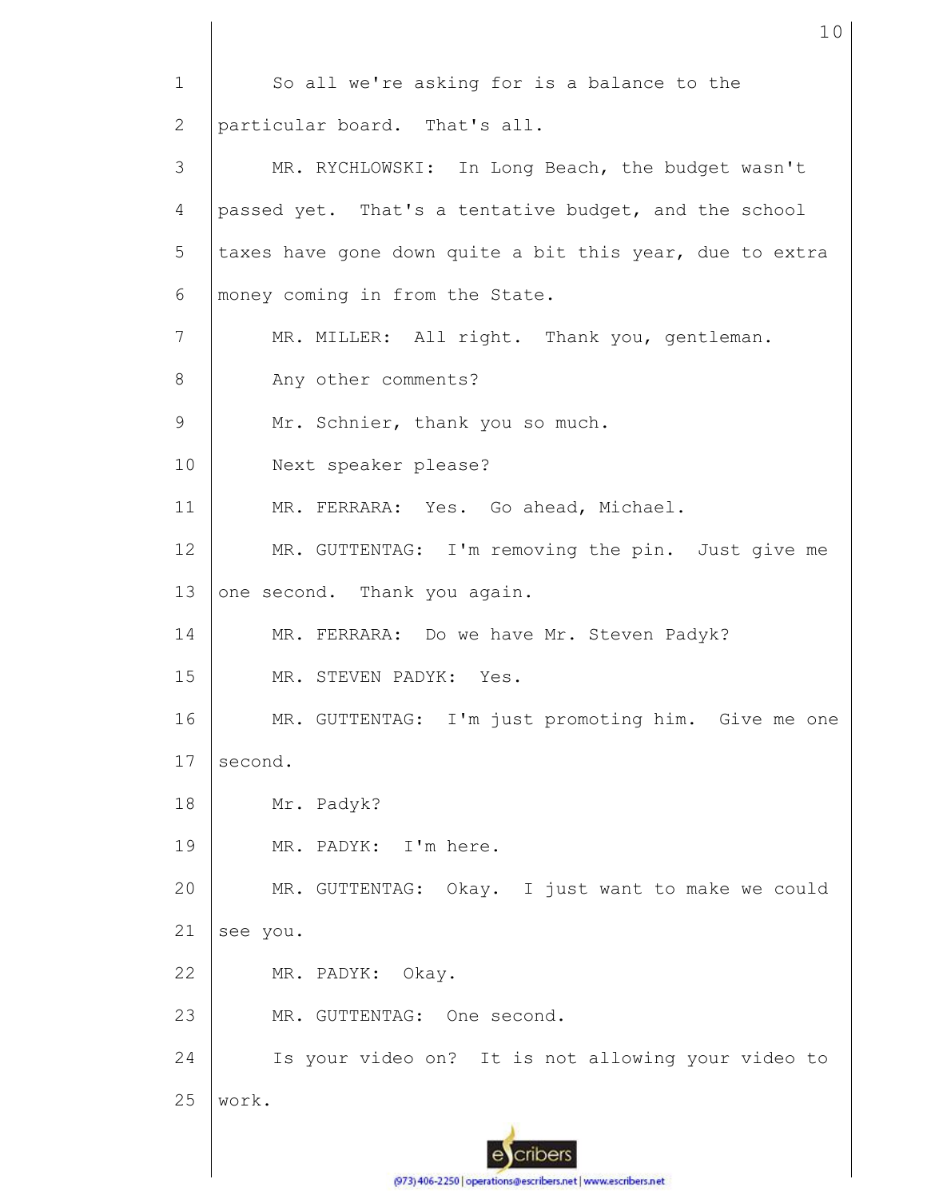1 So all we're asking for is a balance to the
2 particular board. That's all.
3 MR. RYCHLOWSKI: In Long Beach, the budget wasn't
4 passed yet. That's a tentative budget, and the school
5 taxes have gone down quite a bit this year, due to extra
6 money coming in from the State.
7 MR. MILLER: All right. Thank you, gentleman.
8 Any other comments?
9 Mr. Schnier, thank you so much.
10 Next speaker please?
11 MR. FERRARA: Yes. Go ahead, Michael.
12 MR. GUTTENTAG: I'm removing the pin. Just give me
13 one second. Thank you again.
14 MR. FERRARA: Do we have Mr. Steven Padyk?
15 MR. STEVEN PADYK: Yes.
16 MR. GUTTENTAG: I'm just promoting him. Give me one
17 second.
18 Mr. Padyk?
19 MR. PADYK: I'm here.
20 MR. GUTTENTAG: Okay. I just want to make we could
21 see you.
22 MR. PADYK: Okay.
23 MR. GUTTENTAG: One second.
24 Is your video on? It is not allowing your video to
25 work.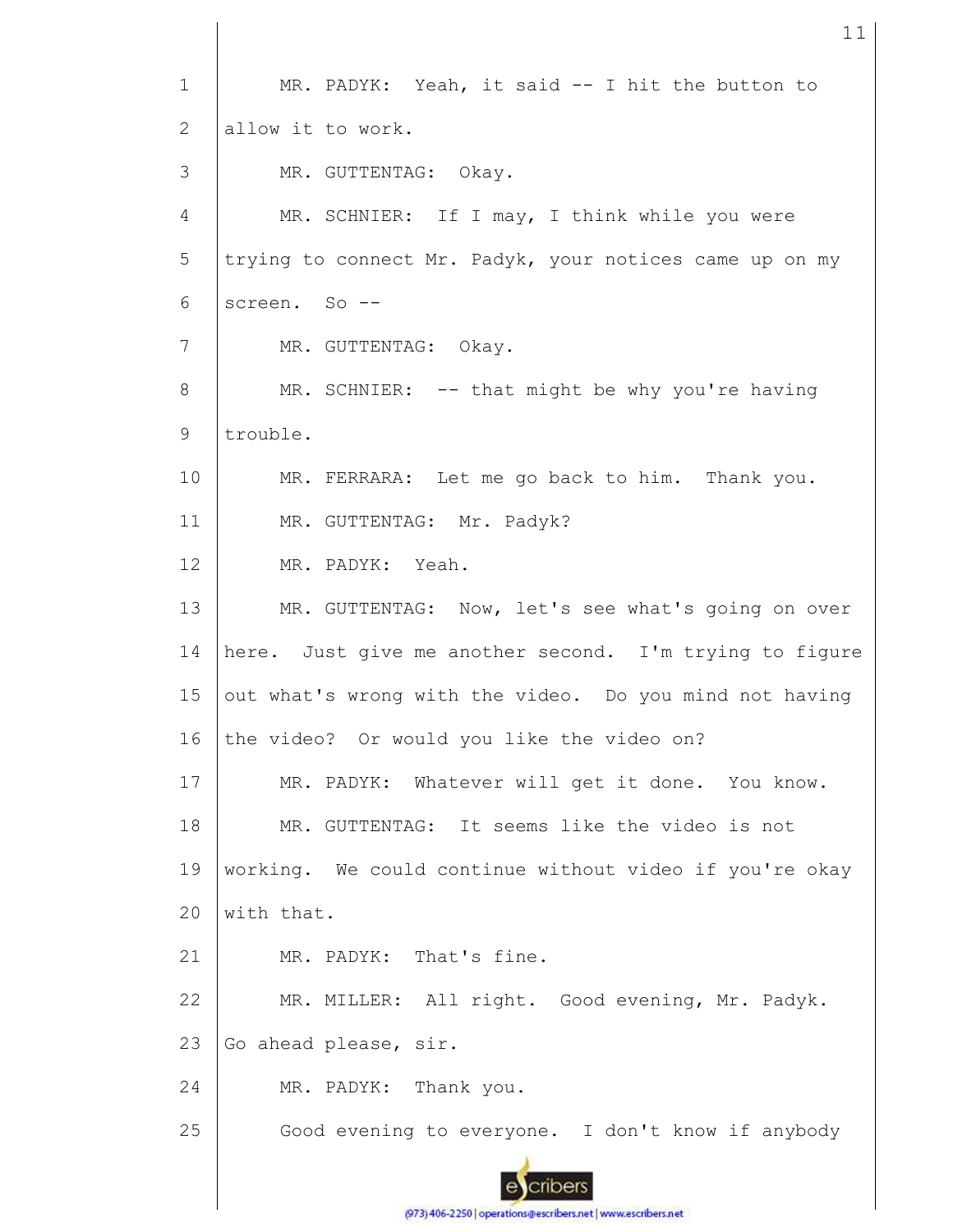MR. PADYK: Yeah, it said -- I hit the button to allow it to work.

MR. GUTTENTAG: Okay.

MR. SCHNIER: If I may, I think while you were trying to connect Mr. Padyk, your notices came up on my screen. So --

MR. GUTTENTAG: Okay.

MR. SCHNIER: -- that might be why you're having trouble.

MR. FERRARA: Let me go back to him. Thank you.

MR. GUTTENTAG: Mr. Padyk?

MR. PADYK: Yeah.

MR. GUTTENTAG: Now, let's see what's going on over here. Just give me another second. I'm trying to figure out what's wrong with the video. Do you mind not having the video? Or would you like the video on?

MR. PADYK: Whatever will get it done. You know.

MR. GUTTENTAG: It seems like the video is not working. We could continue without video if you're okay with that.

MR. PADYK: That's fine.

MR. MILLER: All right. Good evening, Mr. Padyk. Go ahead please, sir.

MR. PADYK: Thank you.

Good evening to everyone. I don't know if anybody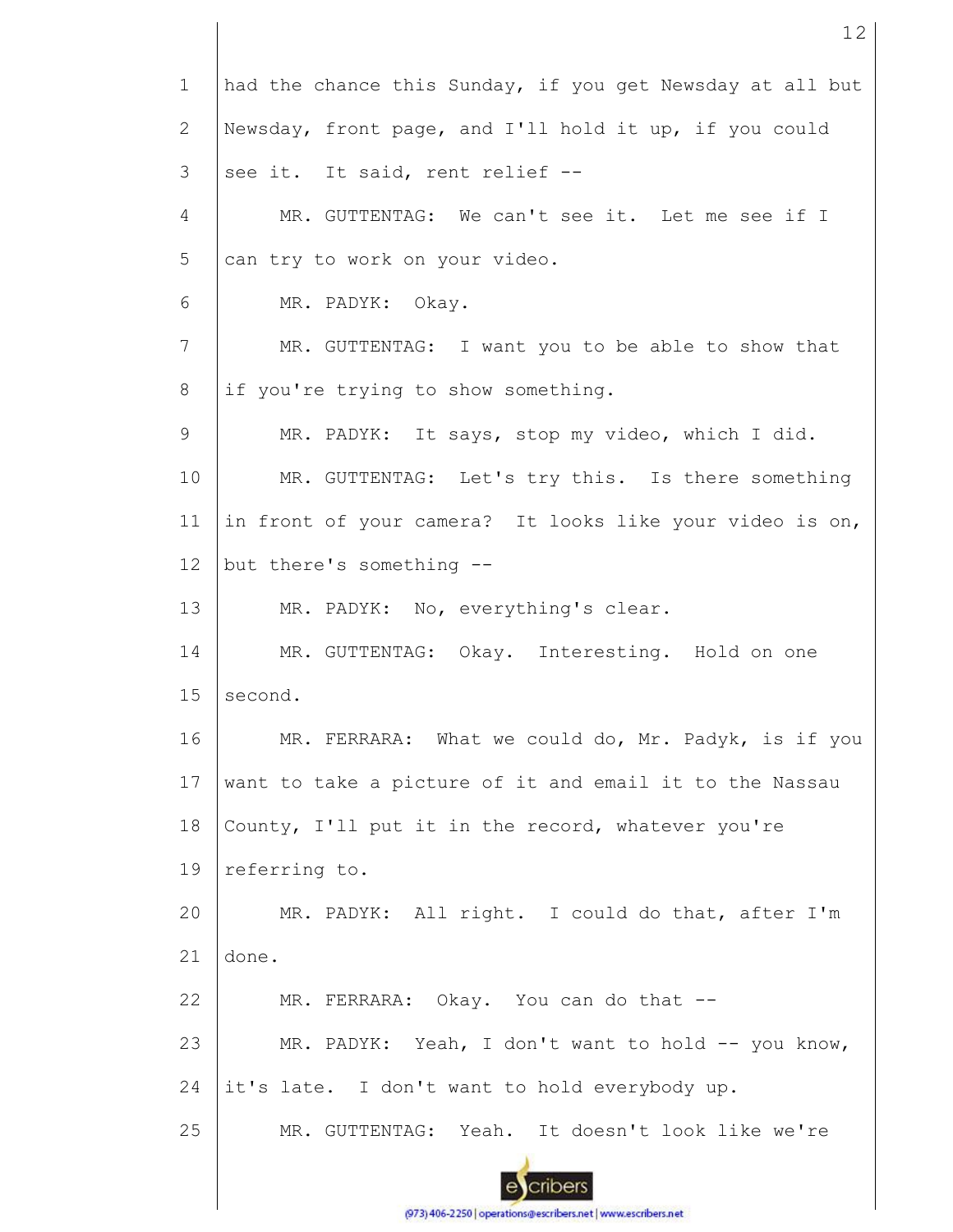had the chance this Sunday, if you get Newsday at all but Newsday, front page, and I'll hold it up, if you could see it. It said, rent relief --

MR. GUTTENTAG: We can't see it. Let me see if I can try to work on your video.

MR. PADYK: Okay.

MR. GUTTENTAG: I want you to be able to show that if you're trying to show something.

MR. PADYK: It says, stop my video, which I did.

MR. GUTTENTAG: Let's try this. Is there something in front of your camera? It looks like your video is on, but there's something --

MR. PADYK: No, everything's clear.

MR. GUTTENTAG: Okay. Interesting. Hold on one second.

MR. FERRARA: What we could do, Mr. Padyk, is if you want to take a picture of it and email it to the Nassau County, I'll put it in the record, whatever you're referring to.

MR. PADYK: All right. I could do that, after I'm done.

MR. FERRARA: Okay. You can do that --

MR. PADYK: Yeah, I don't want to hold -- you know, it's late. I don't want to hold everybody up.

MR. GUTTENTAG: Yeah. It doesn't look like we're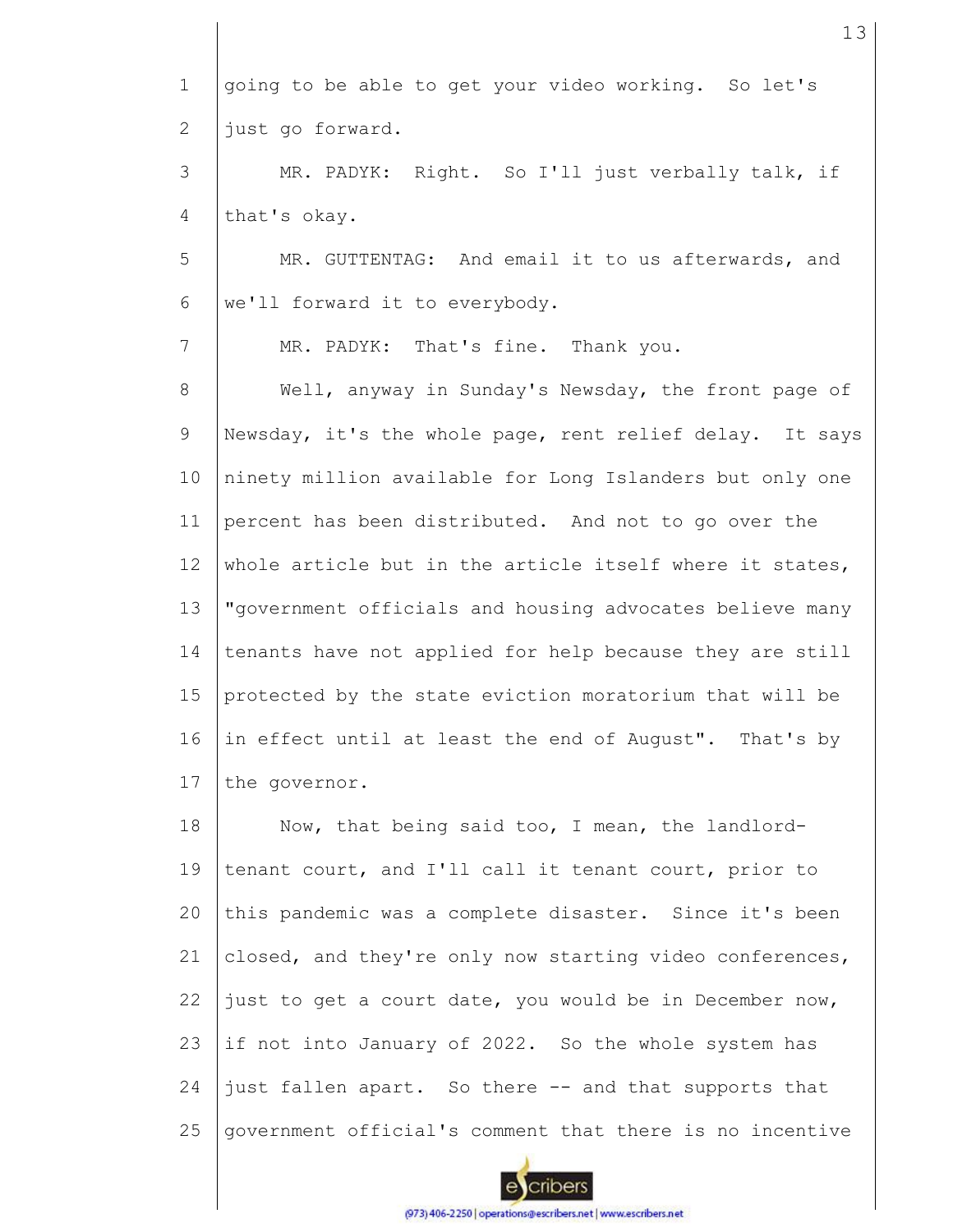going to be able to get your video working. So let's just go forward.

MR. PADYK: Right. So I'll just verbally talk, if that's okay.

MR. GUTTENTAG: And email it to us afterwards, and we'll forward it to everybody.

MR. PADYK: That's fine. Thank you.

Well, anyway in Sunday's Newsday, the front page of Newsday, it's the whole page, rent relief delay. It says ninety million available for Long Islanders but only one percent has been distributed. And not to go over the whole article but in the article itself where it states, "government officials and housing advocates believe many tenants have not applied for help because they are still protected by the state eviction moratorium that will be in effect until at least the end of August". That's by the governor.

Now, that being said too, I mean, the landlord-tenant court, and I'll call it tenant court, prior to this pandemic was a complete disaster. Since it's been closed, and they're only now starting video conferences, just to get a court date, you would be in December now, if not into January of 2022. So the whole system has just fallen apart. So there -- and that supports that government official's comment that there is no incentive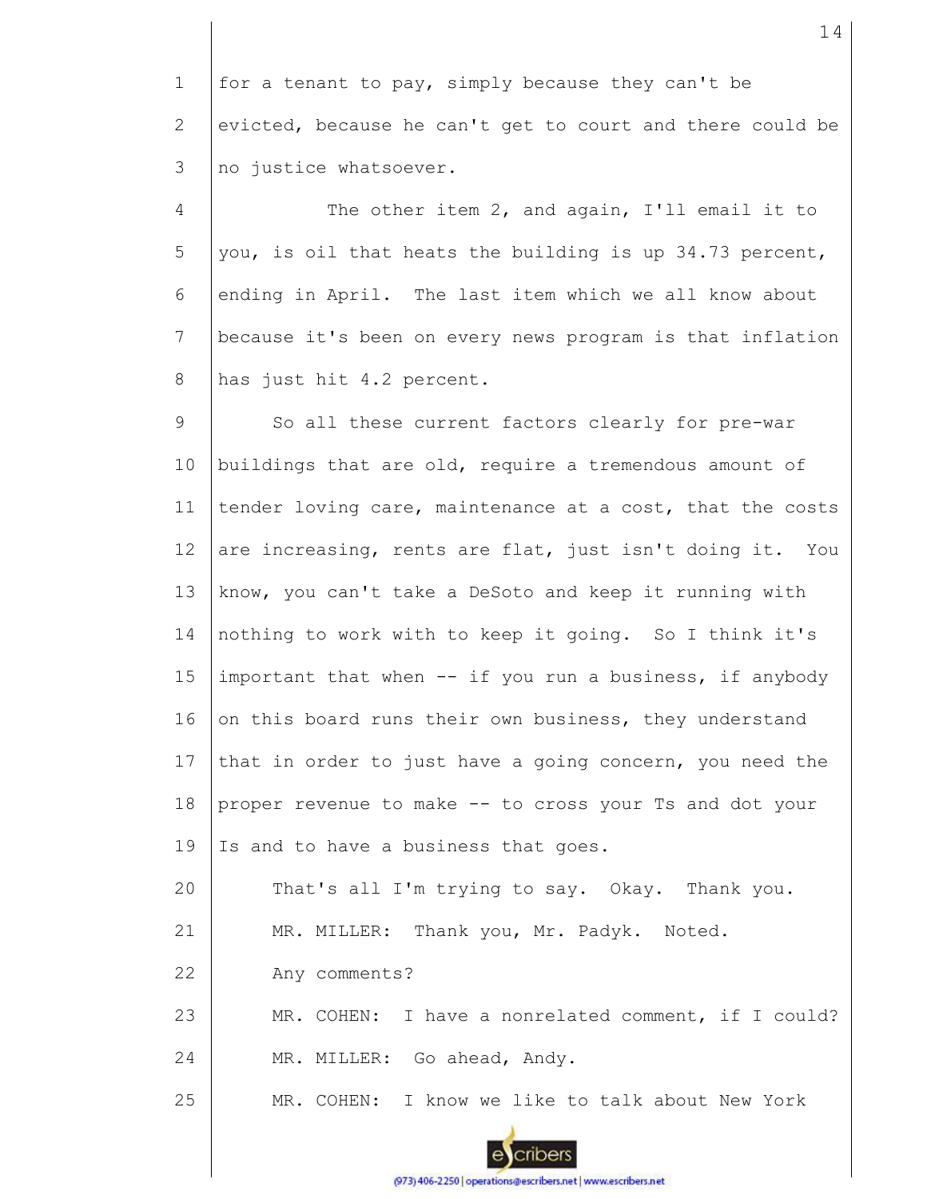for a tenant to pay, simply because they can't be evicted, because he can't get to court and there could be no justice whatsoever.

The other item 2, and again, I'll email it to you, is oil that heats the building is up 34.73 percent, ending in April. The last item which we all know about because it's been on every news program is that inflation has just hit 4.2 percent.

So all these current factors clearly for pre-war buildings that are old, require a tremendous amount of tender loving care, maintenance at a cost, that the costs are increasing, rents are flat, just isn't doing it. You know, you can't take a DeSoto and keep it running with nothing to work with to keep it going. So I think it's important that when -- if you run a business, if anybody on this board runs their own business, they understand that in order to just have a going concern, you need the proper revenue to make -- to cross your Ts and dot your Is and to have a business that goes.

That's all I'm trying to say. Okay. Thank you.

MR. MILLER: Thank you, Mr. Padyk. Noted.

Any comments?

MR. COHEN: I have a nonrelated comment, if I could?

MR. MILLER: Go ahead, Andy.

MR. COHEN: I know we like to talk about New York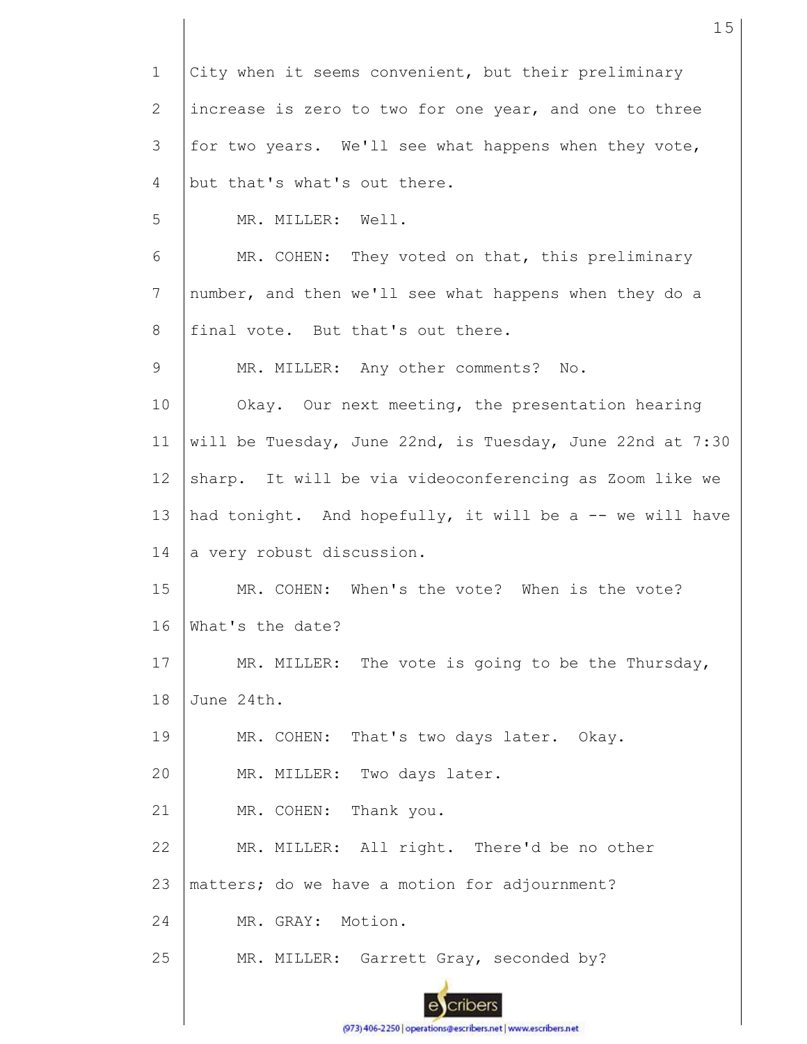City when it seems convenient, but their preliminary increase is zero to two for one year, and one to three for two years. We'll see what happens when they vote, but that's what's out there.

MR. MILLER: Well.

MR. COHEN: They voted on that, this preliminary number, and then we'll see what happens when they do a final vote. But that's out there.

MR. MILLER: Any other comments? No.

Okay. Our next meeting, the presentation hearing will be Tuesday, June 22nd, is Tuesday, June 22nd at 7:30 sharp. It will be via videoconferencing as Zoom like we had tonight. And hopefully, it will be a -- we will have a very robust discussion.

MR. COHEN: When's the vote? When is the vote? What's the date?

MR. MILLER: The vote is going to be the Thursday, June 24th.

MR. COHEN: That's two days later. Okay.

MR. MILLER: Two days later.

MR. COHEN: Thank you.

MR. MILLER: All right. There'd be no other matters; do we have a motion for adjournment?

MR. GRAY: Motion.

MR. MILLER: Garrett Gray, seconded by?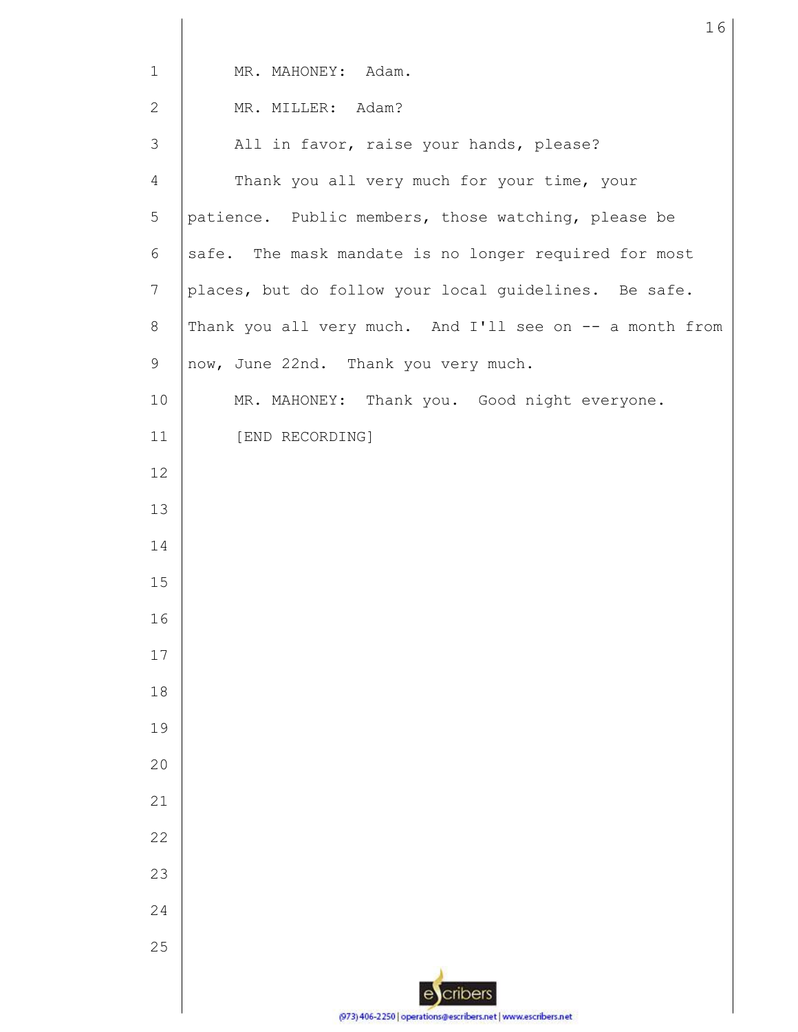MR. MAHONEY: Adam.

MR. MILLER: Adam?

All in favor, raise your hands, please?

Thank you all very much for your time, your patience. Public members, those watching, please be safe. The mask mandate is no longer required for most places, but do follow your local guidelines. Be safe. Thank you all very much. And I'll see on -- a month from now, June 22nd. Thank you very much.

MR. MAHONEY: Thank you. Good night everyone.

[END RECORDING]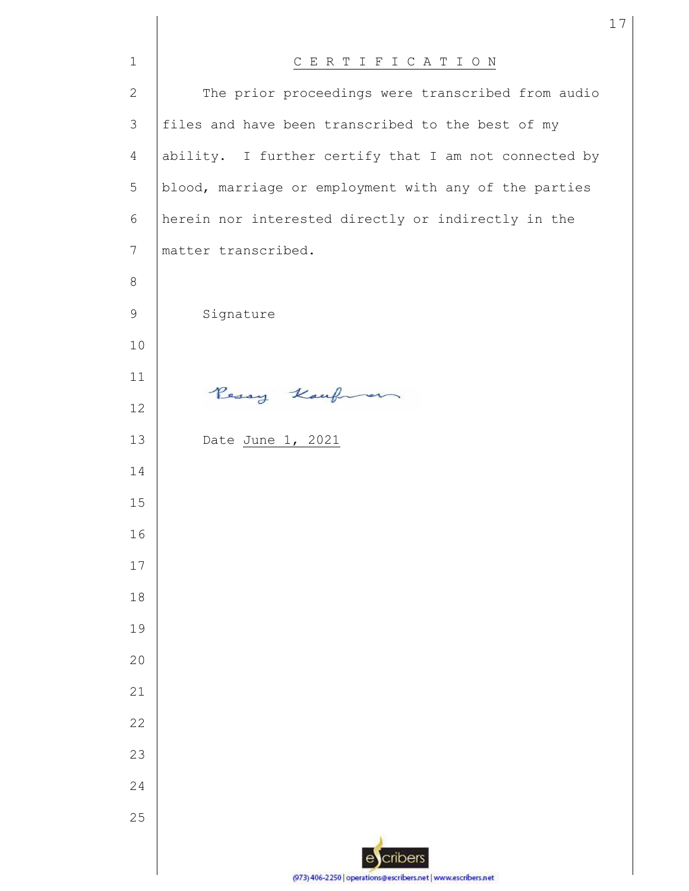# CERTIFICATION

The prior proceedings were transcribed from audio files and have been transcribed to the best of my ability. I further certify that I am not connected by blood, marriage or employment with any of the parties herein nor interested directly or indirectly in the matter transcribed.

Signature

Pessy Kaufman

Date June 1, 2021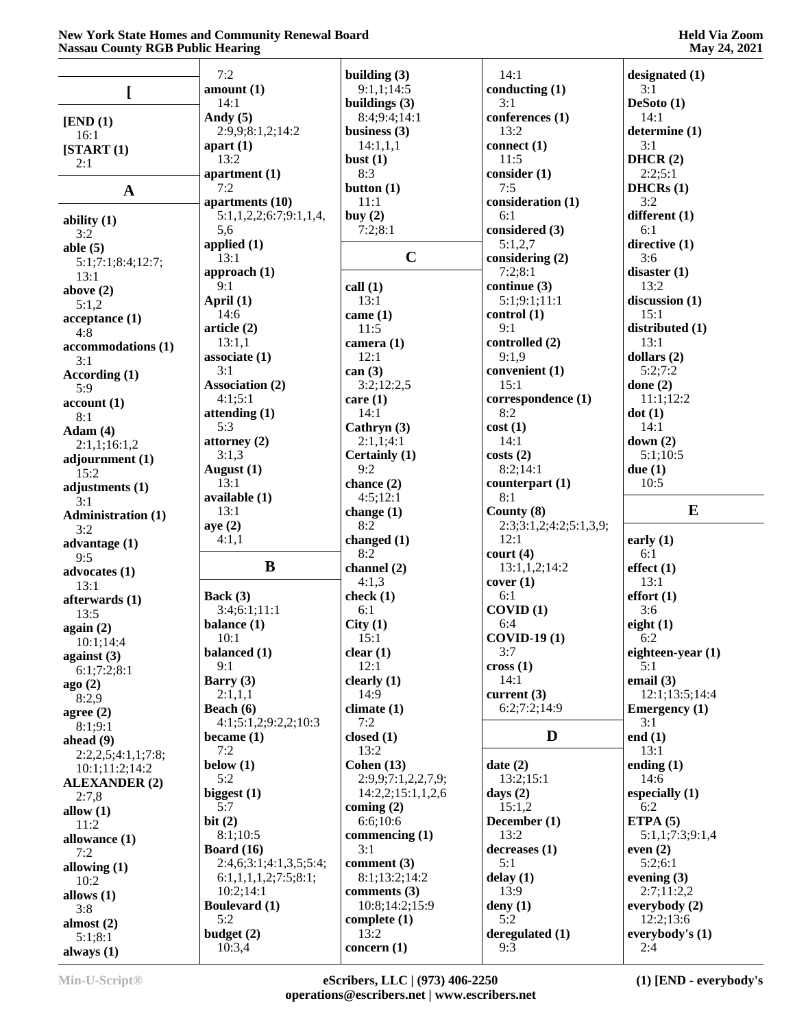**[**

**[END (1)**
16:1
**[START (1)**
2:1

**A**

**ability (1)**
3:2
**able (5)**
5:1;7:1;8:4;12:7;
13:1
**above (2)**
5:1,2
**acceptance (1)**
4:8
**accommodations (1)**
3:1
**According (1)**
5:9
**account (1)**
8:1
**Adam (4)**
2:1,1;16:1,2
**adjournment (1)**
15:2
**adjustments (1)**
3:1
**Administration (1)**
3:2
**advantage (1)**
9:5
**advocates (1)**
13:1
**afterwards (1)**
13:5
**again (2)**
10:1;14:4
**against (3)**
6:1;7:2;8:1
**ago (2)**
8:2,9
**agree (2)**
8:1;9:1
**ahead (9)**
2:2,2,5;4:1,1;7:8;
10:1;11:2;14:2
**ALEXANDER (2)**
2:7,8
**allow (1)**
11:2
**allowance (1)**
7:2
**allowing (1)**
10:2
**allows (1)**
3:8
**almost (2)**
5:1;8:1
**always (1)**
7:2
**amount (1)**
14:1
**Andy (5)**
2:9,9;8:1,2;14:2
**apart (1)**
13:2
**apartment (1)**
7:2
**apartments (10)**
5:1,1,2,2;6:7;9:1,1,4,
5,6
**applied (1)**
13:1
**approach (1)**
9:1
**April (1)**
14:6
**article (2)**
13:1,1
**associate (1)**
3:1
**Association (2)**
4:1;5:1
**attending (1)**
5:3
**attorney (2)**
3:1,3
**August (1)**
13:1
**available (1)**
13:1
**aye (2)**
4:1,1

**B**

**Back (3)**
3:4;6:1;11:1
**balance (1)**
10:1
**balanced (1)**
9:1
**Barry (3)**
2:1,1,1
**Beach (6)**
4:1;5:1,2;9:2,2;10:3
**became (1)**
7:2
**below (1)**
5:2
**biggest (1)**
5:7
**bit (2)**
8:1;10:5
**Board (16)**
2:4,6;3:1;4:1,3,5;5:4;
6:1,1,1,1,2;7:5;8:1;
10:2;14:1
**Boulevard (1)**
5:2
**budget (2)**
10:3,4
**building (3)**
9:1,1;14:5
**buildings (3)**
8:4;9:4;14:1
**business (3)**
14:1,1,1
**bust (1)**
8:3
**button (1)**
11:1
**buy (2)**
7:2;8:1

**C**

**call (1)**
13:1
**came (1)**
11:5
**camera (1)**
12:1
**can (3)**
3:2;12:2,5
**care (1)**
14:1
**Cathryn (3)**
2:1,1;4:1
**Certainly (1)**
9:2
**chance (2)**
4:5;12:1
**change (1)**
8:2
**changed (1)**
8:2
**channel (2)**
4:1,3
**check (1)**
6:1
**City (1)**
15:1
**clear (1)**
12:1
**clearly (1)**
14:9
**climate (1)**
7:2
**closed (1)**
13:2
**Cohen (13)**
2:9,9;7:1,2,2,7,9;
14:2,2;15:1,1,2,6
**coming (2)**
6:6;10:6
**commencing (1)**
3:1
**comment (3)**
8:1;13:2;14:2
**comments (3)**
10:8;14:2;15:9
**complete (1)**
13:2
**concern (1)**
14:1
**conducting (1)**
3:1
**conferences (1)**
13:2
**connect (1)**
11:5
**consider (1)**
7:5
**consideration (1)**
6:1
**considered (3)**
5:1,2,7
**considering (2)**
7:2;8:1
**continue (3)**
5:1;9:1;11:1
**control (1)**
9:1
**controlled (2)**
9:1,9
**convenient (1)**
15:1
**correspondence (1)**
8:2
**cost (1)**
14:1
**costs (2)**
8:2;14:1
**counterpart (1)**
8:1
**County (8)**
2:3;3:1,2;4:2;5:1,3,9;
12:1
**court (4)**
13:1,1,2;14:2
**cover (1)**
6:1
**COVID (1)**
6:4
**COVID-19 (1)**
3:7
**cross (1)**
14:1
**current (3)**
6:2;7:2;14:9

**D**

**date (2)**
13:2;15:1
**days (2)**
15:1,2
**December (1)**
13:2
**decreases (1)**
5:1
**delay (1)**
13:9
**deny (1)**
5:2
**deregulated (1)**
9:3
**designated (1)**
3:1
**DeSoto (1)**
14:1
**determine (1)**
3:1
**DHCR (2)**
2:2;5:1
**DHCRs (1)**
3:2
**different (1)**
6:1
**directive (1)**
3:6
**disaster (1)**
13:2
**discussion (1)**
15:1
**distributed (1)**
13:1
**dollars (2)**
5:2;7:2
**done (2)**
11:1;12:2
**dot (1)**
14:1
**down (2)**
5:1;10:5
**due (1)**
10:5

**E**

**early (1)**
6:1
**effect (1)**
13:1
**effort (1)**
3:6
**eight (1)**
6:2
**eighteen-year (1)**
5:1
**email (3)**
12:1;13:5;14:4
**Emergency (1)**
3:1
**end (1)**
13:1
**ending (1)**
14:6
**especially (1)**
6:2
**ETPA (5)**
5:1,1;7:3;9:1,4
**even (2)**
5:2;6:1
**evening (3)**
2:7;11:2,2
**everybody (2)**
12:2;13:6
**everybody's (1)**
2:4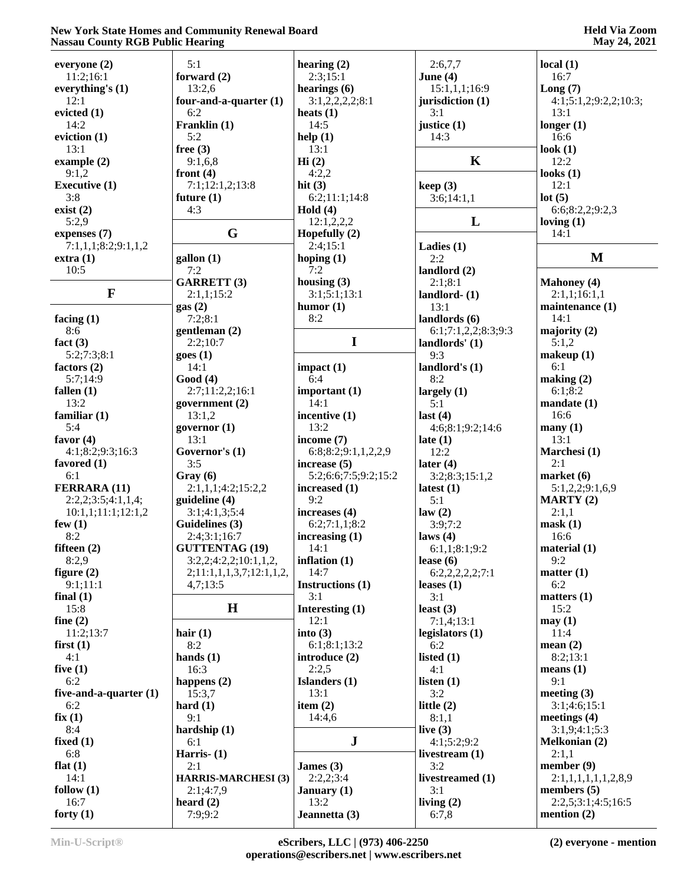**everyone (2)**
11:2;16:1
**everything's (1)**
12:1
**evicted (1)**
14:2
**eviction (1)**
13:1
**example (2)**
9:1,2
**Executive (1)**
3:8
**exist (2)**
5:2,9
**expenses (7)**
7:1,1,1;8:2;9:1,1,2
**extra (1)**
10:5

## F

**facing (1)**
8:6
**fact (3)**
5:2;7:3;8:1
**factors (2)**
5:7;14:9
**fallen (1)**
13:2
**familiar (1)**
5:4
**favor (4)**
4:1;8:2;9:3;16:3
**favored (1)**
6:1
**FERRARA (11)**
2:2,2;3:5;4:1,1,4;
10:1,1;11:1;12:1,2
**few (1)**
8:2
**fifteen (2)**
8:2,9
**figure (2)**
9:1;11:1
**final (1)**
15:8
**fine (2)**
11:2;13:7
**first (1)**
4:1
**five (1)**
6:2
**five-and-a-quarter (1)**
6:2
**fix (1)**
8:4
**fixed (1)**
6:8
**flat (1)**
14:1
**follow (1)**
16:7
**forty (1)**
5:1
**forward (2)**
13:2,6
**four-and-a-quarter (1)**
6:2
**Franklin (1)**
5:2
**free (3)**
9:1,6,8
**front (4)**
7:1;12:1,2;13:8
**future (1)**
4:3

## G

**gallon (1)**
7:2
**GARRETT (3)**
2:1,1;15:2
**gas (2)**
7:2;8:1
**gentleman (2)**
2:2;10:7
**goes (1)**
14:1
**Good (4)**
2:7;11:2,2;16:1
**government (2)**
13:1,2
**governor (1)**
13:1
**Governor's (1)**
3:5
**Gray (6)**
2:1,1,1;4:2;15:2,2
**guideline (4)**
3:1;4:1,3;5:4
**Guidelines (3)**
2:4;3:1;16:7
**GUTTENTAG (19)**
3:2,2;4:2,2,2;10:1,1,2,
2;11:1,1,1,3,7;12:1,1,2,
4,7;13:5

## H

**hair (1)**
8:2
**hands (1)**
16:3
**happens (2)**
15:3,7
**hard (1)**
9:1
**hardship (1)**
6:1
**Harris- (1)**
2:1
**HARRIS-MARCHESI (3)**
2:1;4:7,9
**heard (2)**
7:9;9:2
**hearing (2)**
2:3;15:1
**hearings (6)**
3:1,2,2,2,2;8:1
**heats (1)**
14:5
**help (1)**
13:1
**Hi (2)**
4:2,2
**hit (3)**
6:2;11:1;14:8
**Hold (4)**
12:1,2,2,2
**Hopefully (2)**
2:4;15:1
**hoping (1)**
7:2
**housing (3)**
3:1;5:1;13:1
**humor (1)**
8:2

## I

**impact (1)**
6:4
**important (1)**
14:1
**incentive (1)**
13:2
**income (7)**
6:8;8:2;9:1,1,2,2,9
**increase (5)**
5:2;6:6;7:5;9:2;15:2
**increased (1)**
9:2
**increases (4)**
6:2;7:1,1;8:2
**increasing (1)**
14:1
**inflation (1)**
14:7
**Instructions (1)**
3:1
**Interesting (1)**
12:1
**into (3)**
6:1;8:1;13:2
**introduce (2)**
2:2,5
**Islanders (1)**
13:1
**item (2)**
14:4,6

## J

**James (3)**
2:2,2;3:4
**January (1)**
13:2
**Jeannetta (3)**
2:6,7,7
**June (4)**
15:1,1,1;16:9
**jurisdiction (1)**
3:1
**justice (1)**
14:3

## K

**keep (3)**
3:6;14:1,1

## L

**Ladies (1)**
2:2
**landlord (2)**
2:1;8:1
**landlord- (1)**
13:1
**landlords (6)**
6:1;7:1,2,2;8:3;9:3
**landlords' (1)**
9:3
**landlord's (1)**
8:2
**largely (1)**
5:1
**last (4)**
4:6;8:1;9:2;14:6
**late (1)**
12:2
**later (4)**
3:2;8:3;15:1,2
**latest (1)**
5:1
**law (2)**
3:9;7:2
**laws (4)**
6:1,1;8:1;9:2
**lease (6)**
6:2,2,2,2,2;7:1
**leases (1)**
3:1
**least (3)**
7:1,4;13:1
**legislators (1)**
6:2
**listed (1)**
4:1
**listen (1)**
3:2
**little (2)**
8:1,1
**live (3)**
4:1;5:2;9:2
**livestream (1)**
3:2
**livestreamed (1)**
3:1
**living (2)**
6:7,8
**local (1)**
16:7
**Long (7)**
4:1;5:1,2;9:2,2;10:3;
13:1
**longer (1)**
16:6
**look (1)**
12:2
**looks (1)**
12:1
**lot (5)**
6:6;8:2,2;9:2,3
**loving (1)**
14:1

## M

**Mahoney (4)**
2:1,1;16:1,1
**maintenance (1)**
14:1
**majority (2)**
5:1,2
**makeup (1)**
6:1
**making (2)**
6:1;8:2
**mandate (1)**
16:6
**many (1)**
13:1
**Marchesi (1)**
2:1
**market (6)**
5:1,2,2;9:1,6,9
**MARTY (2)**
2:1,1
**mask (1)**
16:6
**material (1)**
9:2
**matter (1)**
6:2
**matters (1)**
15:2
**may (1)**
11:4
**mean (2)**
8:2;13:1
**means (1)**
9:1
**meeting (3)**
3:1;4:6;15:1
**meetings (4)**
3:1,9;4:1;5:3
**Melkonian (2)**
2:1,1
**member (9)**
2:1,1,1,1,1,1,2,8,9
**members (5)**
2:2,5;3:1;4:5;16:5
**mention (2)**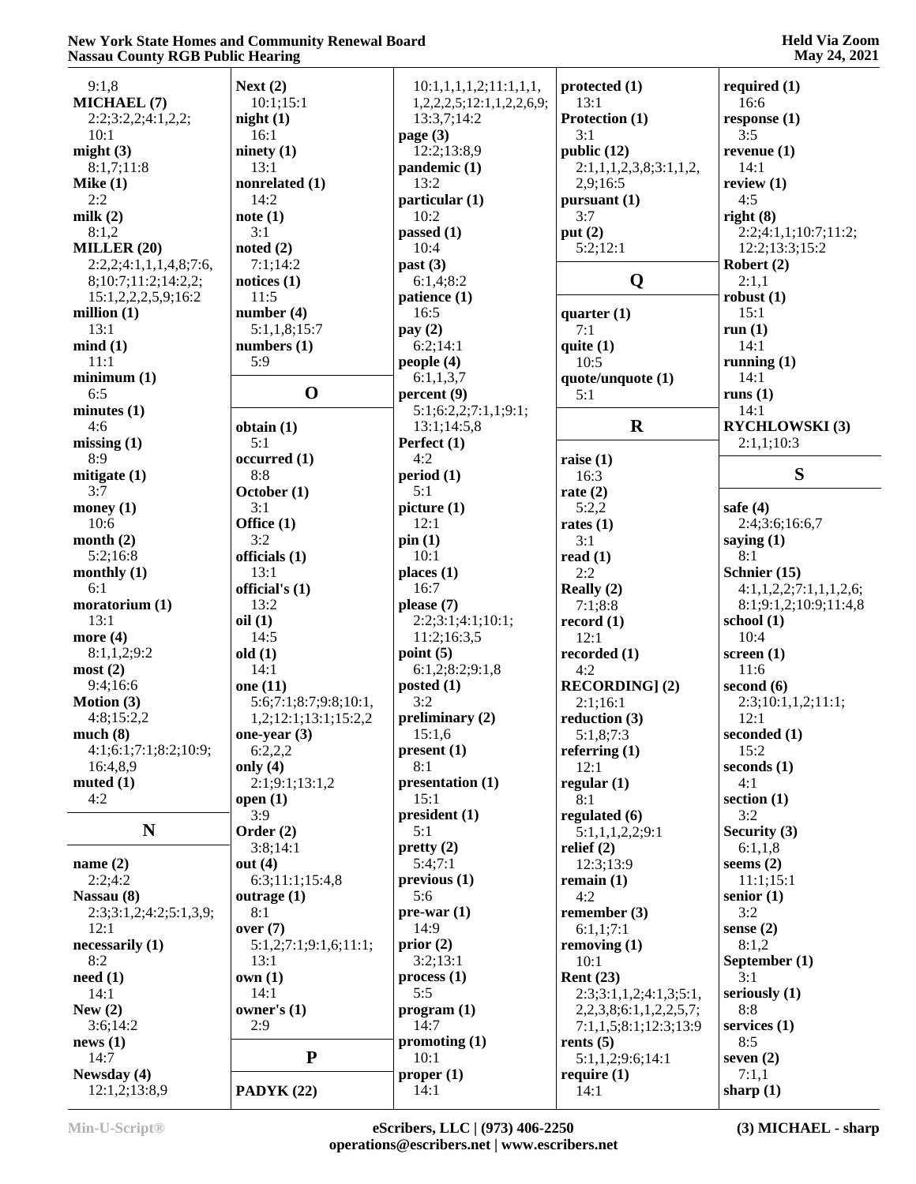9:1,8
**MICHAEL (7)**
2:2;3:2,2;4:1,2,2;
10:1
**might (3)**
8:1,7;11:8
**Mike (1)**
2:2
**milk (2)**
8:1,2
**MILLER (20)**
2:2,2;4:1,1,1,4,8;7:6,
8;10:7;11:2;14:2,2;
15:1,2,2,2,5,9;16:2
**million (1)**
13:1
**mind (1)**
11:1
**minimum (1)**
6:5
**minutes (1)**
4:6
**missing (1)**
8:9
**mitigate (1)**
3:7
**money (1)**
10:6
**month (2)**
5:2;16:8
**monthly (1)**
6:1
**moratorium (1)**
13:1
**more (4)**
8:1,1,2;9:2
**most (2)**
9:4;16:6
**Motion (3)**
4:8;15:2,2
**much (8)**
4:1;6:1;7:1;8:2;10:9;
16:4,8,9
**muted (1)**
4:2

## N

**name (2)**
2:2;4:2
**Nassau (8)**
2:3;3:1,2;4:2;5:1,3,9;
12:1
**necessarily (1)**
8:2
**need (1)**
14:1
**New (2)**
3:6;14:2
**news (1)**
14:7
**Newsday (4)**
12:1,2;13:8,9
**Next (2)**
10:1;15:1
**night (1)**
16:1
**ninety (1)**
13:1
**nonrelated (1)**
14:2
**note (1)**
3:1
**noted (2)**
7:1;14:2
**notices (1)**
11:5
**number (4)**
5:1,1,8;15:7
**numbers (1)**
5:9

## O

**obtain (1)**
5:1
**occurred (1)**
8:8
**October (1)**
3:1
**Office (1)**
3:2
**officials (1)**
13:1
**official's (1)**
13:2
**oil (1)**
14:5
**old (1)**
14:1
**one (11)**
5:6;7:1;8:7;9:8;10:1,
1,2;12:1;13:1;15:2,2
**one-year (3)**
6:2,2,2
**only (4)**
2:1;9:1;13:1,2
**open (1)**
3:9
**Order (2)**
3:8;14:1
**out (4)**
6:3;11:1;15:4,8
**outrage (1)**
8:1
**over (7)**
5:1,2;7:1;9:1,6;11:1;
13:1
**own (1)**
14:1
**owner's (1)**
2:9

## P

**PADYK (22)**
10:1,1,1,2;11:1,1,1,
1,2,2,2,5;12:1,1,2,2,6,9;
13:3,7;14:2
**page (3)**
12:2;13:8,9
**pandemic (1)**
13:2
**particular (1)**
10:2
**passed (1)**
10:4
**past (3)**
6:1,4;8:2
**patience (1)**
16:5
**pay (2)**
6:2;14:1
**people (4)**
6:1,1,3,7
**percent (9)**
5:1;6:2,2;7:1,1;9:1;
13:1;14:5,8
**Perfect (1)**
4:2
**period (1)**
5:1
**picture (1)**
12:1
**pin (1)**
10:1
**places (1)**
16:7
**please (7)**
2:2;3:1;4:1;10:1;
11:2;16:3,5
**point (5)**
6:1,2;8:2;9:1,8
**posted (1)**
3:2
**preliminary (2)**
15:1,6
**present (1)**
8:1
**presentation (1)**
15:1
**president (1)**
5:1
**pretty (2)**
5:4;7:1
**previous (1)**
5:6
**pre-war (1)**
14:9
**prior (2)**
3:2;13:1
**process (1)**
5:5
**program (1)**
14:7
**promoting (1)**
10:1
**proper (1)**
14:1
**protected (1)**
13:1
**Protection (1)**
3:1
**public (12)**
2:1,1,1,2,3,8;3:1,1,2,
2,9;16:5
**pursuant (1)**
3:7
**put (2)**
5:2;12:1

## Q

**quarter (1)**
7:1
**quite (1)**
10:5
**quote/unquote (1)**
5:1

## R

**raise (1)**
16:3
**rate (2)**
5:2,2
**rates (1)**
3:1
**read (1)**
2:2
**Really (2)**
7:1;8:8
**record (1)**
12:1
**recorded (1)**
4:2
**RECORDING] (2)**
2:1;16:1
**reduction (3)**
5:1,8;7:3
**referring (1)**
12:1
**regular (1)**
8:1
**regulated (6)**
5:1,1,1,2,2;9:1
**relief (2)**
12:3;13:9
**remain (1)**
4:2
**remember (3)**
6:1,1;7:1
**removing (1)**
10:1
**Rent (23)**
2:3;3:1,1,2;4:1,3;5:1,
2,2,3,8;6:1,1,2,2,5,7;
7:1,1,5;8:1;12:3;13:9
**rents (5)**
5:1,1,2;9:6;14:1
**require (1)**
14:1
**required (1)**
16:6
**response (1)**
3:5
**revenue (1)**
14:1
**review (1)**
4:5
**right (8)**
2:2;4:1,1;10:7;11:2;
12:2;13:3;15:2
**Robert (2)**
2:1,1
**robust (1)**
15:1
**run (1)**
14:1
**running (1)**
14:1
**runs (1)**
14:1
**RYCHLOWSKI (3)**
2:1,1;10:3

## S

**safe (4)**
2:4;3:6;16:6,7
**saying (1)**
8:1
**Schnier (15)**
4:1,1,2,2;7:1,1,1,2,6;
8:1;9:1,2;10:9;11:4,8
**school (1)**
10:4
**screen (1)**
11:6
**second (6)**
2:3;10:1,1,2;11:1;
12:1
**seconded (1)**
15:2
**seconds (1)**
4:1
**section (1)**
3:2
**Security (3)**
6:1,1,8
**seems (2)**
11:1;15:1
**senior (1)**
3:2
**sense (2)**
8:1,2
**September (1)**
3:1
**seriously (1)**
8:8
**services (1)**
8:5
**seven (2)**
7:1,1
**sharp (1)**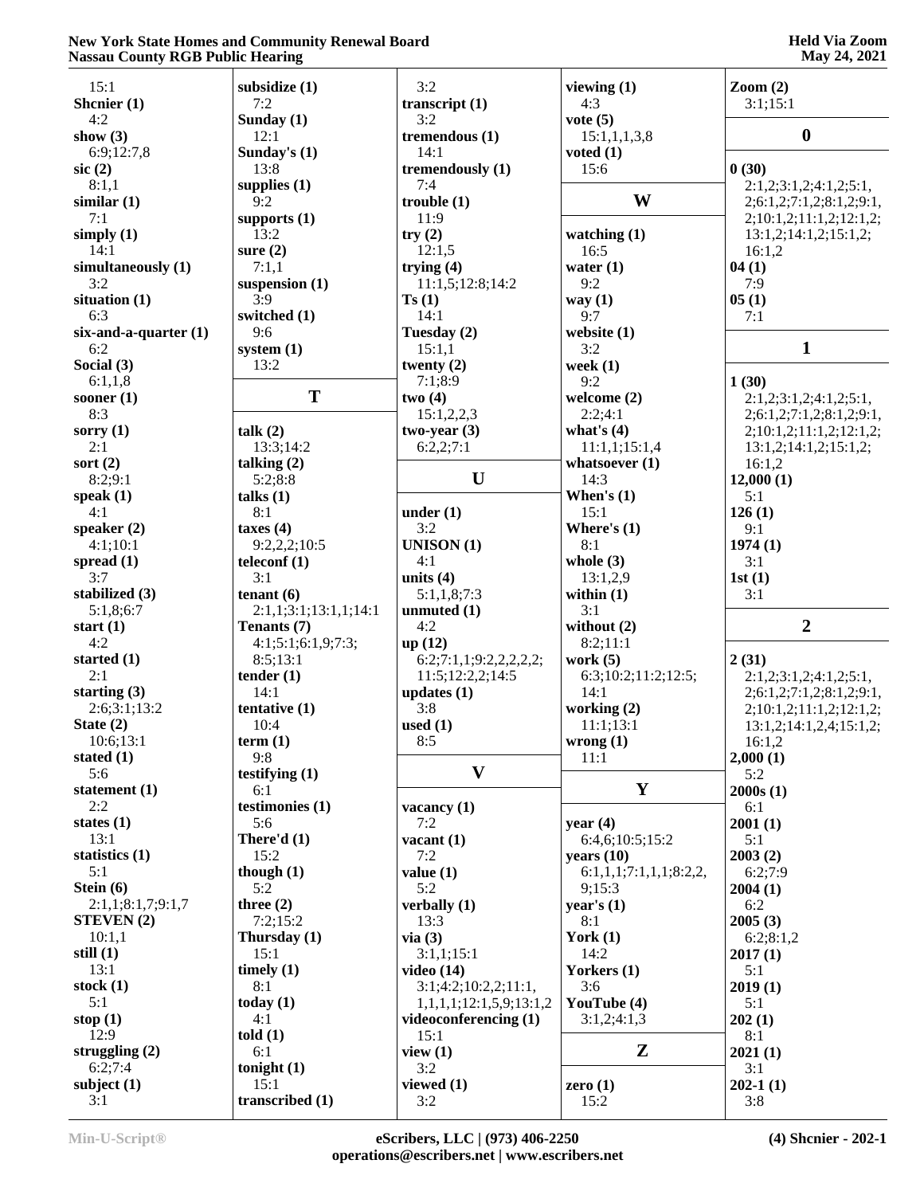15:1
**Shcnier (1)**
4:2
**show (3)**
6:9;12:7,8
**sic (2)**
8:1,1
**similar (1)**
7:1
**simply (1)**
14:1
**simultaneously (1)**
3:2
**situation (1)**
6:3
**six-and-a-quarter (1)**
6:2
**Social (3)**
6:1,1,8
**sooner (1)**
8:3
**sorry (1)**
2:1
**sort (2)**
8:2;9:1
**speak (1)**
4:1
**speaker (2)**
4:1;10:1
**spread (1)**
3:7
**stabilized (3)**
5:1,8;6:7
**start (1)**
4:2
**started (1)**
2:1
**starting (3)**
2:6;3:1;13:2
**State (2)**
10:6;13:1
**stated (1)**
5:6
**statement (1)**
2:2
**states (1)**
13:1
**statistics (1)**
5:1
**Stein (6)**
2:1,1;8:1,7;9:1,7
**STEVEN (2)**
10:1,1
**still (1)**
13:1
**stock (1)**
5:1
**stop (1)**
12:9
**struggling (2)**
6:2;7:4
**subject (1)**
3:1
**subsidize (1)**
7:2
**Sunday (1)**
12:1
**Sunday's (1)**
13:8
**supplies (1)**
9:2
**supports (1)**
13:2
**sure (2)**
7:1,1
**suspension (1)**
3:9
**switched (1)**
9:6
**system (1)**
13:2

## T

**talk (2)**
13:3;14:2
**talking (2)**
5:2;8:8
**talks (1)**
8:1
**taxes (4)**
9:2,2,2;10:5
**teleconf (1)**
3:1
**tenant (6)**
2:1,1;3:1;13:1,1;14:1
**Tenants (7)**
4:1;5:1;6:1,9;7:3;
8:5;13:1
**tender (1)**
14:1
**tentative (1)**
10:4
**term (1)**
9:8
**testifying (1)**
6:1
**testimonies (1)**
5:6
**There'd (1)**
15:2
**though (1)**
5:2
**three (2)**
7:2;15:2
**Thursday (1)**
15:1
**timely (1)**
8:1
**today (1)**
4:1
**told (1)**
6:1
**tonight (1)**
15:1
**transcribed (1)**
3:2
**transcript (1)**
3:2
**tremendous (1)**
14:1
**tremendously (1)**
7:4
**trouble (1)**
11:9
**try (2)**
12:1,5
**trying (4)**
11:1,5;12:8;14:2
**Ts (1)**
14:1
**Tuesday (2)**
15:1,1
**twenty (2)**
7:1;8:9
**two (4)**
15:1,2,2,3
**two-year (3)**
6:2,2;7:1

## U

**under (1)**
3:2
**UNISON (1)**
4:1
**units (4)**
5:1,1,8;7:3
**unmuted (1)**
4:2
**up (12)**
6:2;7:1,1;9:2,2,2,2,2;
11:5;12:2,2;14:5
**updates (1)**
3:8
**used (1)**
8:5

## V

**vacancy (1)**
7:2
**vacant (1)**
7:2
**value (1)**
5:2
**verbally (1)**
13:3
**via (3)**
3:1,1;15:1
**video (14)**
3:1;4:2;10:2,2;11:1,
1,1,1,1;12:1,5,9;13:1,2
**videoconferencing (1)**
15:1
**view (1)**
3:2
**viewed (1)**
3:2
**viewing (1)**
4:3
**vote (5)**
15:1,1,1,3,8
**voted (1)**
15:6

## W

**watching (1)**
16:5
**water (1)**
9:2
**way (1)**
9:7
**website (1)**
3:2
**week (1)**
9:2
**welcome (2)**
2:2;4:1
**what's (4)**
11:1,1;15:1,4
**whatsoever (1)**
14:3
**When's (1)**
15:1
**Where's (1)**
8:1
**whole (3)**
13:1,2,9
**within (1)**
3:1
**without (2)**
8:2;11:1
**work (5)**
6:3;10:2;11:2;12:5;
14:1
**working (2)**
11:1;13:1
**wrong (1)**
11:1

## Y

**year (4)**
6:4,6;10:5;15:2
**years (10)**
6:1,1,1;7:1,1,1;8:2,2,
9;15:3
**year's (1)**
8:1
**York (1)**
14:2
**Yorkers (1)**
3:6
**YouTube (4)**
3:1,2;4:1,3

## Z

**zero (1)**
15:2
**Zoom (2)**
3:1;15:1

## 0

**0 (30)**
2:1,2;3:1,2;4:1,2;5:1,
2;6:1,2;7:1,2;8:1,2;9:1,
2;10:1,2;11:1,2;12:1,2;
13:1,2;14:1,2;15:1,2;
16:1,2
**04 (1)**
7:9
**05 (1)**
7:1

## 1

**1 (30)**
2:1,2;3:1,2;4:1,2;5:1,
2;6:1,2;7:1,2;8:1,2;9:1,
2;10:1,2;11:1,2;12:1,2;
13:1,2;14:1,2;15:1,2;
16:1,2
**12,000 (1)**
5:1
**126 (1)**
9:1
**1974 (1)**
3:1
**1st (1)**
3:1

## 2

**2 (31)**
2:1,2;3:1,2;4:1,2;5:1,
2;6:1,2;7:1,2;8:1,2;9:1,
2;10:1,2;11:1,2;12:1,2;
13:1,2;14:1,2,4;15:1,2;
16:1,2
**2,000 (1)**
5:2
**2000s (1)**
6:1
**2001 (1)**
5:1
**2003 (2)**
6:2;7:9
**2004 (1)**
6:2
**2005 (3)**
6:2;8:1,2
**2017 (1)**
5:1
**2019 (1)**
5:1
**202 (1)**
8:1
**2021 (1)**
3:1
**202-1 (1)**
3:8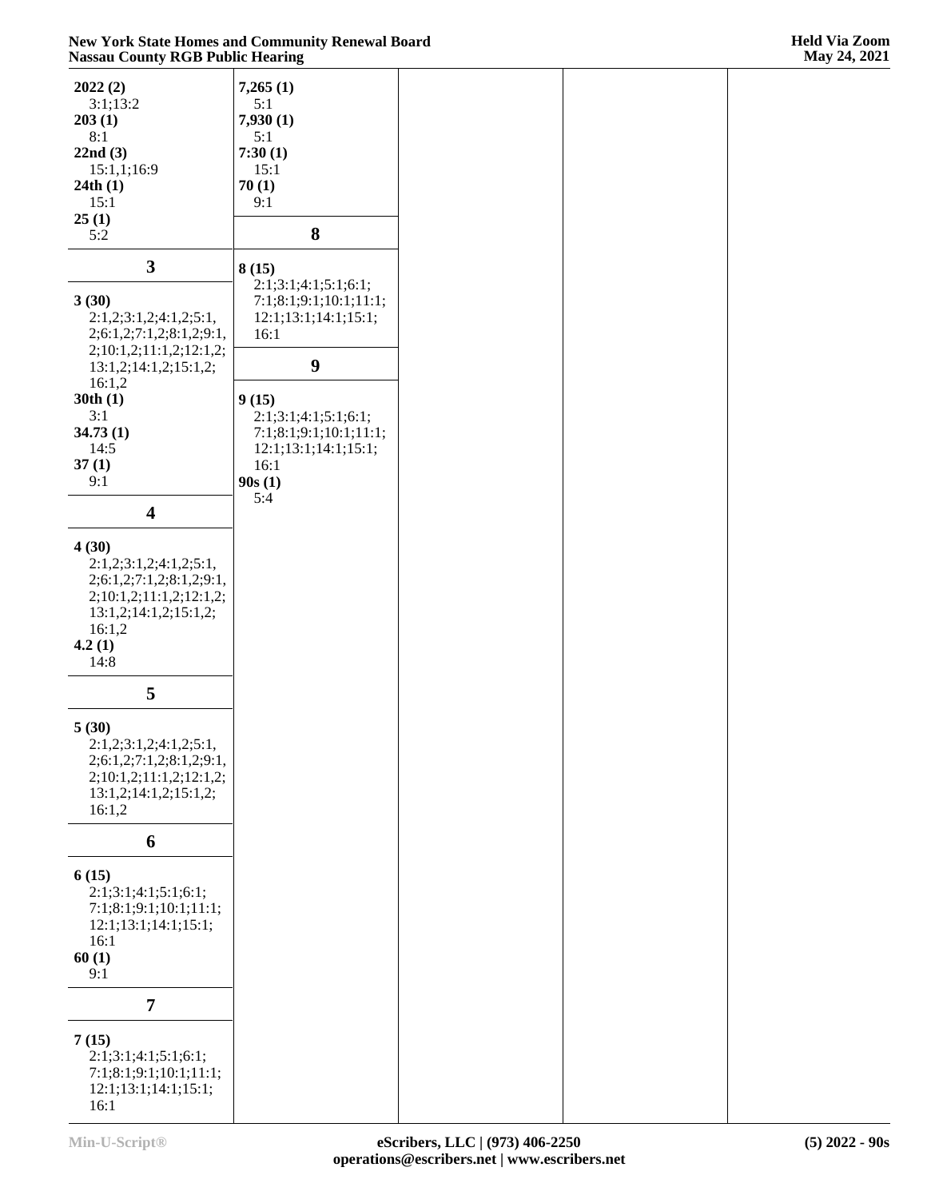**2022 (2)**
3:1;13:2

**203 (1)**
8:1

**22nd (3)**
15:1,1;16:9

**24th (1)**
15:1

**25 (1)**
5:2

### 3

**3 (30)**
2:1,2;3:1,2;4:1,2;5:1,2;6:1,2;7:1,2;8:1,2;9:1,2;10:1,2;11:1,2;12:1,2;13:1,2;14:1,2;15:1,2;16:1,2

**30th (1)**
3:1

**34.73 (1)**
14:5

**37 (1)**
9:1

### 4

**4 (30)**
2:1,2;3:1,2;4:1,2;5:1,2;6:1,2;7:1,2;8:1,2;9:1,2;10:1,2;11:1,2;12:1,2;13:1,2;14:1,2;15:1,2;16:1,2

**4.2 (1)**
14:8

### 5

**5 (30)**
2:1,2;3:1,2;4:1,2;5:1,2;6:1,2;7:1,2;8:1,2;9:1,2;10:1,2;11:1,2;12:1,2;13:1,2;14:1,2;15:1,2;16:1,2

### 6

**6 (15)**
2:1;3:1;4:1;5:1;6:1;7:1;8:1;9:1;10:1;11:1;12:1;13:1;14:1;15:1;16:1

**60 (1)**
9:1

### 7

**7 (15)**
2:1;3:1;4:1;5:1;6:1;7:1;8:1;9:1;10:1;11:1;12:1;13:1;14:1;15:1;16:1

**7,265 (1)**
5:1

**7,930 (1)**
5:1

**7:30 (1)**
15:1

**70 (1)**
9:1

### 8

**8 (15)**
2:1;3:1;4:1;5:1;6:1;7:1;8:1;9:1;10:1;11:1;12:1;13:1;14:1;15:1;16:1

### 9

**9 (15)**
2:1;3:1;4:1;5:1;6:1;7:1;8:1;9:1;10:1;11:1;12:1;13:1;14:1;15:1;16:1

**90s (1)**
5:4